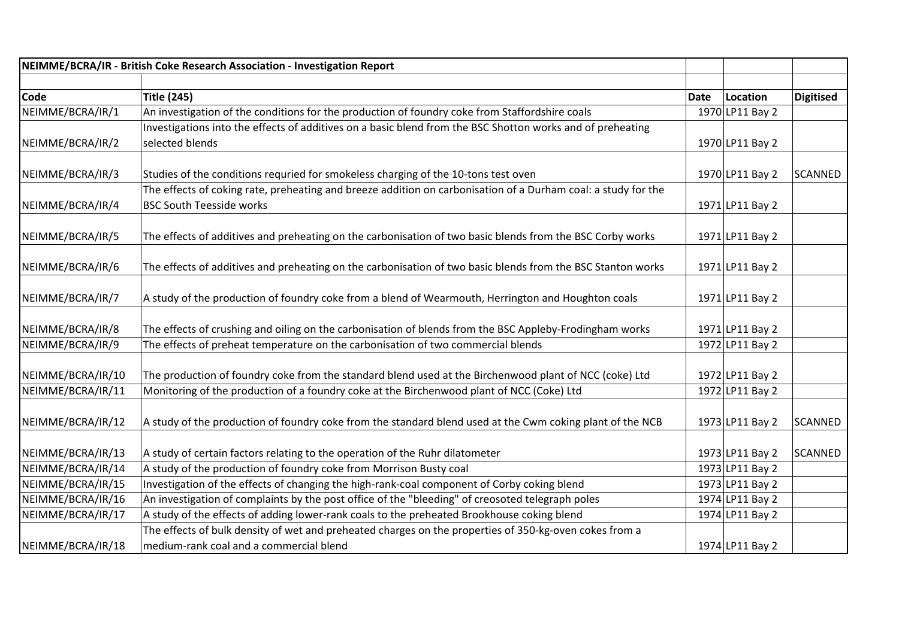| NEIMME/BCRA/IR - British Coke Research Association - Investigation Report | | | | |
|---|---|---|---|---|
| | | | | |
| **Code** | **Title (245)** | **Date** | **Location** | **Digitised** |
| NEIMME/BCRA/IR/1 | An investigation of the conditions for the production of foundry coke from Staffordshire coals | 1970 | LP11 Bay 2 | |
| NEIMME/BCRA/IR/2 | Investigations into the effects of additives on a basic blend from the BSC Shotton works and of preheating selected blends | 1970 | LP11 Bay 2 | |
| NEIMME/BCRA/IR/3 | Studies of the conditions requried for smokeless charging of the 10-tons test oven | 1970 | LP11 Bay 2 | SCANNED |
| NEIMME/BCRA/IR/4 | The effects of coking rate, preheating and breeze addition on carbonisation of a Durham coal: a study for the BSC South Teesside works | 1971 | LP11 Bay 2 | |
| NEIMME/BCRA/IR/5 | The effects of additives and preheating on the carbonisation of two basic blends from the BSC Corby works | 1971 | LP11 Bay 2 | |
| NEIMME/BCRA/IR/6 | The effects of additives and preheating on the carbonisation of two basic blends from the BSC Stanton works | 1971 | LP11 Bay 2 | |
| NEIMME/BCRA/IR/7 | A study of the production of foundry coke from a blend of Wearmouth, Herrington and Houghton coals | 1971 | LP11 Bay 2 | |
| NEIMME/BCRA/IR/8 | The effects of crushing and oiling on the carbonisation of blends from the BSC Appleby-Frodingham works | 1971 | LP11 Bay 2 | |
| NEIMME/BCRA/IR/9 | The effects of preheat temperature on the carbonisation of two commercial blends | 1972 | LP11 Bay 2 | |
| NEIMME/BCRA/IR/10 | The production of foundry coke from the standard blend used at the Birchenwood plant of NCC (coke) Ltd | 1972 | LP11 Bay 2 | |
| NEIMME/BCRA/IR/11 | Monitoring of the production of a foundry coke at the Birchenwood plant of NCC (Coke) Ltd | 1972 | LP11 Bay 2 | |
| NEIMME/BCRA/IR/12 | A study of the production of foundry coke from the standard blend used at the Cwm coking plant of the NCB | 1973 | LP11 Bay 2 | SCANNED |
| NEIMME/BCRA/IR/13 | A study of certain factors relating to the operation of the Ruhr dilatometer | 1973 | LP11 Bay 2 | SCANNED |
| NEIMME/BCRA/IR/14 | A study of the production of foundry coke from Morrison Busty coal | 1973 | LP11 Bay 2 | |
| NEIMME/BCRA/IR/15 | Investigation of the effects of changing the high-rank-coal component of Corby coking blend | 1973 | LP11 Bay 2 | |
| NEIMME/BCRA/IR/16 | An investigation of complaints by the post office of the "bleeding" of creosoted telegraph poles | 1974 | LP11 Bay 2 | |
| NEIMME/BCRA/IR/17 | A study of the effects of adding lower-rank coals to the preheated Brookhouse coking blend | 1974 | LP11 Bay 2 | |
| NEIMME/BCRA/IR/18 | The effects of bulk density of wet and preheated charges on the properties of 350-kg-oven cokes from a medium-rank coal and a commercial blend | 1974 | LP11 Bay 2 | |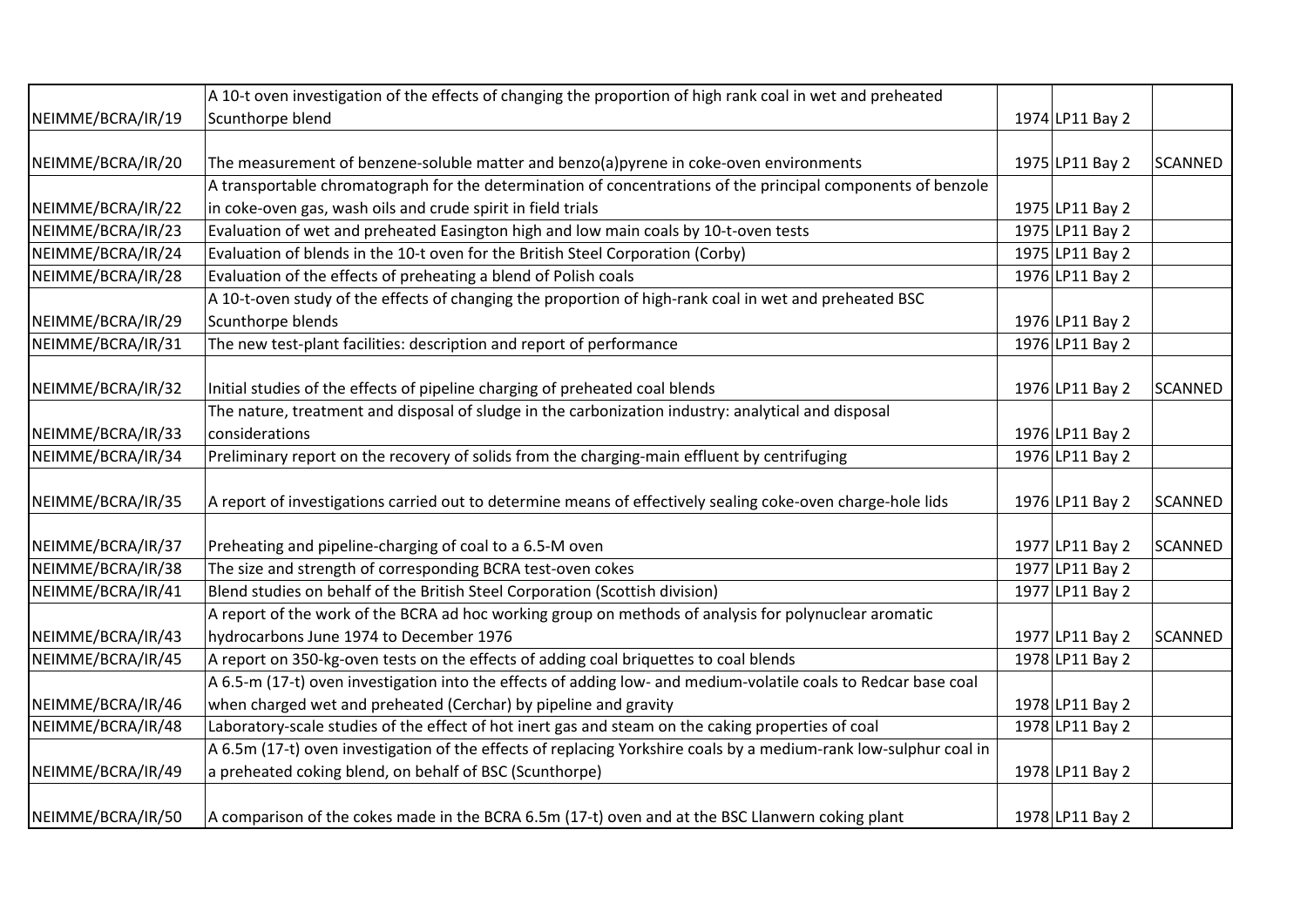| | | | | |
|---|---|---|---|---|
| NEIMME/BCRA/IR/19 | A 10-t oven investigation of the effects of changing the proportion of high rank coal in wet and preheated Scunthorpe blend | 1974 | LP11 Bay 2 | |
| NEIMME/BCRA/IR/20 | The measurement of benzene-soluble matter and benzo(a)pyrene in coke-oven environments | 1975 | LP11 Bay 2 | SCANNED |
| NEIMME/BCRA/IR/22 | A transportable chromatograph for the determination of concentrations of the principal components of benzole in coke-oven gas, wash oils and crude spirit in field trials | 1975 | LP11 Bay 2 | |
| NEIMME/BCRA/IR/23 | Evaluation of wet and preheated Easington high and low main coals by 10-t-oven tests | 1975 | LP11 Bay 2 | |
| NEIMME/BCRA/IR/24 | Evaluation of blends in the 10-t oven for the British Steel Corporation (Corby) | 1975 | LP11 Bay 2 | |
| NEIMME/BCRA/IR/28 | Evaluation of the effects of preheating a blend of Polish coals | 1976 | LP11 Bay 2 | |
| NEIMME/BCRA/IR/29 | A 10-t-oven study of the effects of changing the proportion of high-rank coal in wet and preheated BSC Scunthorpe blends | 1976 | LP11 Bay 2 | |
| NEIMME/BCRA/IR/31 | The new test-plant facilities: description and report of performance | 1976 | LP11 Bay 2 | |
| NEIMME/BCRA/IR/32 | Initial studies of the effects of pipeline charging of preheated coal blends | 1976 | LP11 Bay 2 | SCANNED |
| NEIMME/BCRA/IR/33 | The nature, treatment and disposal of sludge in the carbonization industry: analytical and disposal considerations | 1976 | LP11 Bay 2 | |
| NEIMME/BCRA/IR/34 | Preliminary report on the recovery of solids from the charging-main effluent by centrifuging | 1976 | LP11 Bay 2 | |
| NEIMME/BCRA/IR/35 | A report of investigations carried out to determine means of effectively sealing coke-oven charge-hole lids | 1976 | LP11 Bay 2 | SCANNED |
| NEIMME/BCRA/IR/37 | Preheating and pipeline-charging of coal to a 6.5-M oven | 1977 | LP11 Bay 2 | SCANNED |
| NEIMME/BCRA/IR/38 | The size and strength of corresponding BCRA test-oven cokes | 1977 | LP11 Bay 2 | |
| NEIMME/BCRA/IR/41 | Blend studies on behalf of the British Steel Corporation (Scottish division) | 1977 | LP11 Bay 2 | |
| NEIMME/BCRA/IR/43 | A report of the work of the BCRA ad hoc working group on methods of analysis for polynuclear aromatic hydrocarbons June 1974 to December 1976 | 1977 | LP11 Bay 2 | SCANNED |
| NEIMME/BCRA/IR/45 | A report on 350-kg-oven tests on the effects of adding coal briquettes to coal blends | 1978 | LP11 Bay 2 | |
| NEIMME/BCRA/IR/46 | A 6.5-m (17-t) oven investigation into the effects of adding low- and medium-volatile coals to Redcar base coal when charged wet and preheated (Cerchar) by pipeline and gravity | 1978 | LP11 Bay 2 | |
| NEIMME/BCRA/IR/48 | Laboratory-scale studies of the effect of hot inert gas and steam on the caking properties of coal | 1978 | LP11 Bay 2 | |
| NEIMME/BCRA/IR/49 | A 6.5m (17-t) oven investigation of the effects of replacing Yorkshire coals by a medium-rank low-sulphur coal in a preheated coking blend, on behalf of BSC (Scunthorpe) | 1978 | LP11 Bay 2 | |
| NEIMME/BCRA/IR/50 | A comparison of the cokes made in the BCRA 6.5m (17-t) oven and at the BSC Llanwern coking plant | 1978 | LP11 Bay 2 | |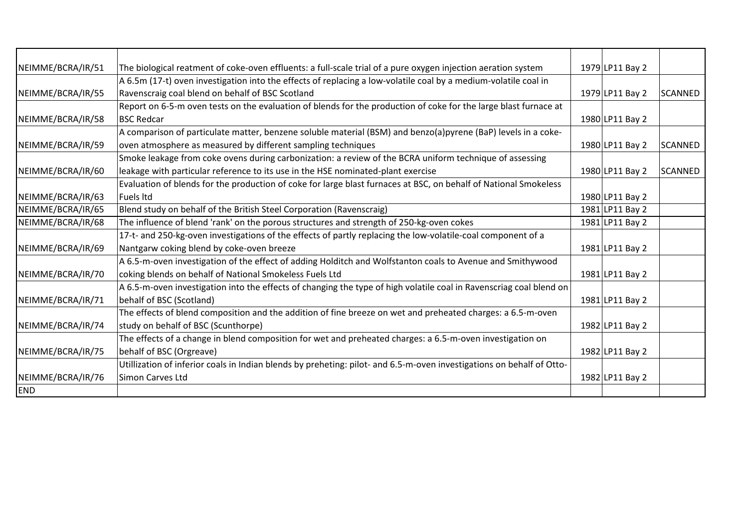| | | | | |
|---|---|---|---|---|
| NEIMME/BCRA/IR/51 | The biological reatment of coke-oven effluents: a full-scale trial of a pure oxygen injection aeration system | 1979 | LP11 Bay 2 | |
| NEIMME/BCRA/IR/55 | A 6.5m (17-t) oven investigation into the effects of replacing a low-volatile coal by a medium-volatile coal in Ravenscraig coal blend on behalf of BSC Scotland | 1979 | LP11 Bay 2 | SCANNED |
| NEIMME/BCRA/IR/58 | Report on 6-5-m oven tests on the evaluation of blends for the production of coke for the large blast furnace at BSC Redcar | 1980 | LP11 Bay 2 | |
| NEIMME/BCRA/IR/59 | A comparison of particulate matter, benzene soluble material (BSM) and benzo(a)pyrene (BaP) levels in a coke-oven atmosphere as measured by different sampling techniques | 1980 | LP11 Bay 2 | SCANNED |
| NEIMME/BCRA/IR/60 | Smoke leakage from coke ovens during carbonization: a review of the BCRA uniform technique of assessing leakage with particular reference to its use in the HSE nominated-plant exercise | 1980 | LP11 Bay 2 | SCANNED |
| NEIMME/BCRA/IR/63 | Evaluation of blends for the production of coke for large blast furnaces at BSC, on behalf of National Smokeless Fuels ltd | 1980 | LP11 Bay 2 | |
| NEIMME/BCRA/IR/65 | Blend study on behalf of the British Steel Corporation (Ravenscraig) | 1981 | LP11 Bay 2 | |
| NEIMME/BCRA/IR/68 | The influence of blend 'rank' on the porous structures and strength of 250-kg-oven cokes | 1981 | LP11 Bay 2 | |
| NEIMME/BCRA/IR/69 | 17-t- and 250-kg-oven investigations of the effects of partly replacing the low-volatile-coal component of a Nantgarw coking blend by coke-oven breeze | 1981 | LP11 Bay 2 | |
| NEIMME/BCRA/IR/70 | A 6.5-m-oven investigation of the effect of adding Holditch and Wolfstanton coals to Avenue and Smithywood coking blends on behalf of National Smokeless Fuels Ltd | 1981 | LP11 Bay 2 | |
| NEIMME/BCRA/IR/71 | A 6.5-m-oven investigation into the effects of changing the type of high volatile coal in Ravenscriag coal blend on behalf of BSC (Scotland) | 1981 | LP11 Bay 2 | |
| NEIMME/BCRA/IR/74 | The effects of blend composition and the addition of fine breeze on wet and preheated charges: a 6.5-m-oven study on behalf of BSC (Scunthorpe) | 1982 | LP11 Bay 2 | |
| NEIMME/BCRA/IR/75 | The effects of a change in blend composition for wet and preheated charges: a 6.5-m-oven investigation on behalf of BSC (Orgreave) | 1982 | LP11 Bay 2 | |
| NEIMME/BCRA/IR/76 | Utillization of inferior coals in Indian blends by preheting: pilot- and 6.5-m-oven investigations on behalf of Otto-Simon Carves Ltd | 1982 | LP11 Bay 2 | |
| END | | | | |